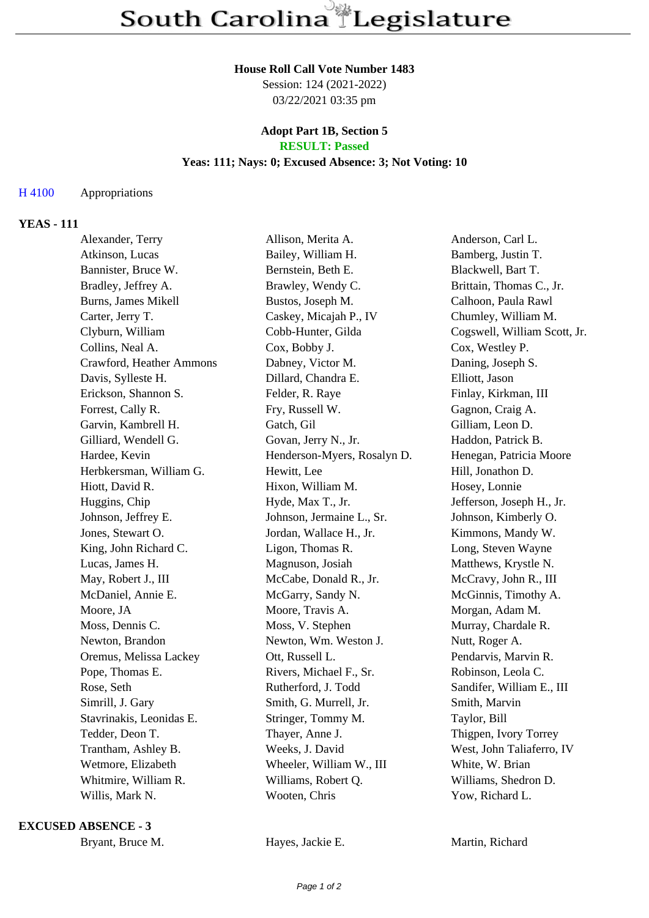# South Carolina Legislature

**House Roll Call Vote Number 1483**
Session: 124 (2021-2022)
03/22/2021 03:35 pm

**Adopt Part 1B, Section 5**
**RESULT: Passed**
**Yeas: 111; Nays: 0; Excused Absence: 3; Not Voting: 10**

H 4100 Appropriations

### YEAS - 111

| | | |
|---|---|---|
| Alexander, Terry | Allison, Merita A. | Anderson, Carl L. |
| Atkinson, Lucas | Bailey, William H. | Bamberg, Justin T. |
| Bannister, Bruce W. | Bernstein, Beth E. | Blackwell, Bart T. |
| Bradley, Jeffrey A. | Brawley, Wendy C. | Brittain, Thomas C., Jr. |
| Burns, James Mikell | Bustos, Joseph M. | Calhoon, Paula Rawl |
| Carter, Jerry T. | Caskey, Micajah P., IV | Chumley, William M. |
| Clyburn, William | Cobb-Hunter, Gilda | Cogswell, William Scott, Jr. |
| Collins, Neal A. | Cox, Bobby J. | Cox, Westley P. |
| Crawford, Heather Ammons | Dabney, Victor M. | Daning, Joseph S. |
| Davis, Sylleste H. | Dillard, Chandra E. | Elliott, Jason |
| Erickson, Shannon S. | Felder, R. Raye | Finlay, Kirkman, III |
| Forrest, Cally R. | Fry, Russell W. | Gagnon, Craig A. |
| Garvin, Kambrell H. | Gatch, Gil | Gilliam, Leon D. |
| Gilliard, Wendell G. | Govan, Jerry N., Jr. | Haddon, Patrick B. |
| Hardee, Kevin | Henderson-Myers, Rosalyn D. | Henegan, Patricia Moore |
| Herbkersman, William G. | Hewitt, Lee | Hill, Jonathon D. |
| Hiott, David R. | Hixon, William M. | Hosey, Lonnie |
| Huggins, Chip | Hyde, Max T., Jr. | Jefferson, Joseph H., Jr. |
| Johnson, Jeffrey E. | Johnson, Jermaine L., Sr. | Johnson, Kimberly O. |
| Jones, Stewart O. | Jordan, Wallace H., Jr. | Kimmons, Mandy W. |
| King, John Richard C. | Ligon, Thomas R. | Long, Steven Wayne |
| Lucas, James H. | Magnuson, Josiah | Matthews, Krystle N. |
| May, Robert J., III | McCabe, Donald R., Jr. | McCravy, John R., III |
| McDaniel, Annie E. | McGarry, Sandy N. | McGinnis, Timothy A. |
| Moore, JA | Moore, Travis A. | Morgan, Adam M. |
| Moss, Dennis C. | Moss, V. Stephen | Murray, Chardale R. |
| Newton, Brandon | Newton, Wm. Weston J. | Nutt, Roger A. |
| Oremus, Melissa Lackey | Ott, Russell L. | Pendarvis, Marvin R. |
| Pope, Thomas E. | Rivers, Michael F., Sr. | Robinson, Leola C. |
| Rose, Seth | Rutherford, J. Todd | Sandifer, William E., III |
| Simrill, J. Gary | Smith, G. Murrell, Jr. | Smith, Marvin |
| Stavrinakis, Leonidas E. | Stringer, Tommy M. | Taylor, Bill |
| Tedder, Deon T. | Thayer, Anne J. | Thigpen, Ivory Torrey |
| Trantham, Ashley B. | Weeks, J. David | West, John Taliaferro, IV |
| Wetmore, Elizabeth | Wheeler, William W., III | White, W. Brian |
| Whitmire, William R. | Williams, Robert Q. | Williams, Shedron D. |
| Willis, Mark N. | Wooten, Chris | Yow, Richard L. |

### EXCUSED ABSENCE - 3

| | | |
|---|---|---|
| Bryant, Bruce M. | Hayes, Jackie E. | Martin, Richard |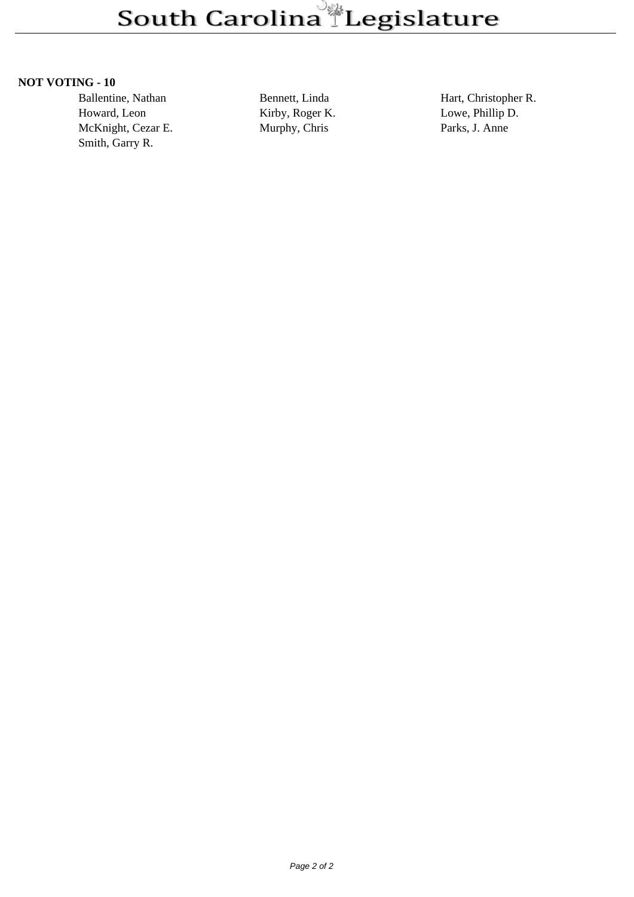**NOT VOTING - 10**

| | | |
|---|---|---|
| Ballentine, Nathan | Bennett, Linda | Hart, Christopher R. |
| Howard, Leon | Kirby, Roger K. | Lowe, Phillip D. |
| McKnight, Cezar E. | Murphy, Chris | Parks, J. Anne |
| Smith, Garry R. | | |